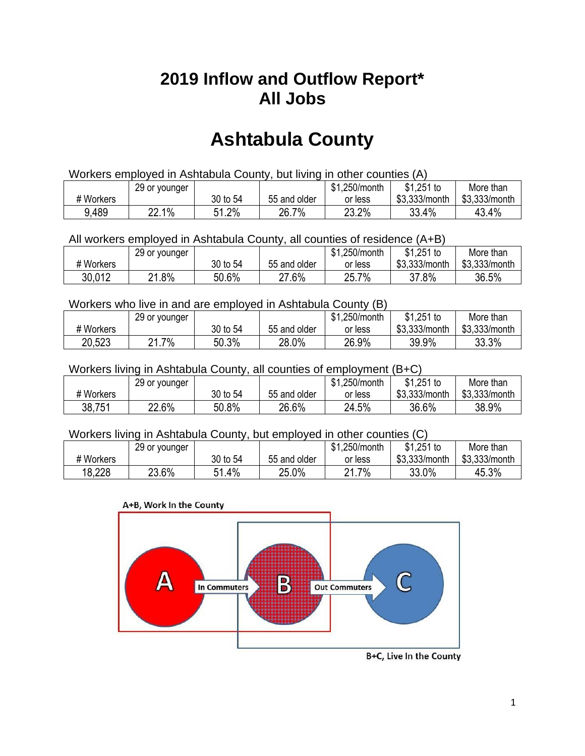# 2019 Inflow and Outflow Report*
# All Jobs

# Ashtabula County

Workers employed in Ashtabula County, but living in other counties (A)

| # Workers | 29 or younger | 30 to 54 | 55 and older | $1,250/month or less | $1,251 to $3,333/month | More than $3,333/month |
|---|---|---|---|---|---|---|
| 9,489 | 22.1% | 51.2% | 26.7% | 23.2% | 33.4% | 43.4% |

All workers employed in Ashtabula County, all counties of residence (A+B)

| # Workers | 29 or younger | 30 to 54 | 55 and older | $1,250/month or less | $1,251 to $3,333/month | More than $3,333/month |
|---|---|---|---|---|---|---|
| 30,012 | 21.8% | 50.6% | 27.6% | 25.7% | 37.8% | 36.5% |

Workers who live in and are employed in Ashtabula County (B)

| # Workers | 29 or younger | 30 to 54 | 55 and older | $1,250/month or less | $1,251 to $3,333/month | More than $3,333/month |
|---|---|---|---|---|---|---|
| 20,523 | 21.7% | 50.3% | 28.0% | 26.9% | 39.9% | 33.3% |

Workers living in Ashtabula County, all counties of employment (B+C)

| # Workers | 29 or younger | 30 to 54 | 55 and older | $1,250/month or less | $1,251 to $3,333/month | More than $3,333/month |
|---|---|---|---|---|---|---|
| 38,751 | 22.6% | 50.8% | 26.6% | 24.5% | 36.6% | 38.9% |

Workers living in Ashtabula County, but employed in other counties (C)

| # Workers | 29 or younger | 30 to 54 | 55 and older | $1,250/month or less | $1,251 to $3,333/month | More than $3,333/month |
|---|---|---|---|---|---|---|
| 18,228 | 23.6% | 51.4% | 25.0% | 21.7% | 33.0% | 45.3% |

A+B, Work In the County

A — In Commuters → B — Out Commuters → C

B+C, Live In the County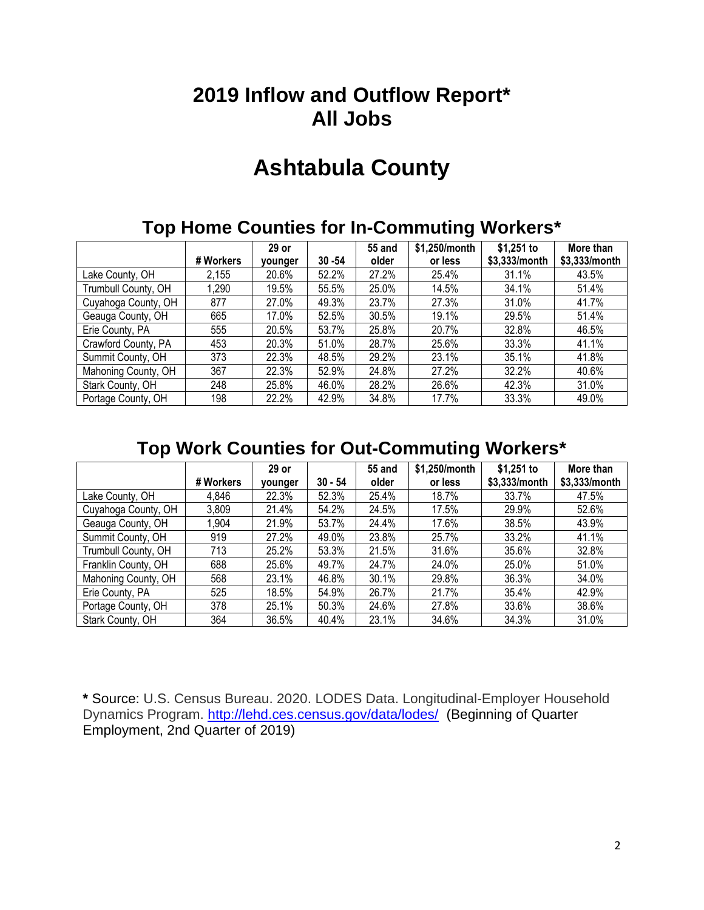# 2019 Inflow and Outflow Report* All Jobs

# Ashtabula County

## Top Home Counties for In-Commuting Workers*

| | # Workers | 29 or younger | 30 -54 | 55 and older | $1,250/month or less | $1,251 to $3,333/month | More than $3,333/month |
|---|---|---|---|---|---|---|---|
| Lake County, OH | 2,155 | 20.6% | 52.2% | 27.2% | 25.4% | 31.1% | 43.5% |
| Trumbull County, OH | 1,290 | 19.5% | 55.5% | 25.0% | 14.5% | 34.1% | 51.4% |
| Cuyahoga County, OH | 877 | 27.0% | 49.3% | 23.7% | 27.3% | 31.0% | 41.7% |
| Geauga County, OH | 665 | 17.0% | 52.5% | 30.5% | 19.1% | 29.5% | 51.4% |
| Erie County, PA | 555 | 20.5% | 53.7% | 25.8% | 20.7% | 32.8% | 46.5% |
| Crawford County, PA | 453 | 20.3% | 51.0% | 28.7% | 25.6% | 33.3% | 41.1% |
| Summit County, OH | 373 | 22.3% | 48.5% | 29.2% | 23.1% | 35.1% | 41.8% |
| Mahoning County, OH | 367 | 22.3% | 52.9% | 24.8% | 27.2% | 32.2% | 40.6% |
| Stark County, OH | 248 | 25.8% | 46.0% | 28.2% | 26.6% | 42.3% | 31.0% |
| Portage County, OH | 198 | 22.2% | 42.9% | 34.8% | 17.7% | 33.3% | 49.0% |

## Top Work Counties for Out-Commuting Workers*

| | # Workers | 29 or younger | 30 - 54 | 55 and older | $1,250/month or less | $1,251 to $3,333/month | More than $3,333/month |
|---|---|---|---|---|---|---|---|
| Lake County, OH | 4,846 | 22.3% | 52.3% | 25.4% | 18.7% | 33.7% | 47.5% |
| Cuyahoga County, OH | 3,809 | 21.4% | 54.2% | 24.5% | 17.5% | 29.9% | 52.6% |
| Geauga County, OH | 1,904 | 21.9% | 53.7% | 24.4% | 17.6% | 38.5% | 43.9% |
| Summit County, OH | 919 | 27.2% | 49.0% | 23.8% | 25.7% | 33.2% | 41.1% |
| Trumbull County, OH | 713 | 25.2% | 53.3% | 21.5% | 31.6% | 35.6% | 32.8% |
| Franklin County, OH | 688 | 25.6% | 49.7% | 24.7% | 24.0% | 25.0% | 51.0% |
| Mahoning County, OH | 568 | 23.1% | 46.8% | 30.1% | 29.8% | 36.3% | 34.0% |
| Erie County, PA | 525 | 18.5% | 54.9% | 26.7% | 21.7% | 35.4% | 42.9% |
| Portage County, OH | 378 | 25.1% | 50.3% | 24.6% | 27.8% | 33.6% | 38.6% |
| Stark County, OH | 364 | 36.5% | 40.4% | 23.1% | 34.6% | 34.3% | 31.0% |

**\*** Source: U.S. Census Bureau. 2020. LODES Data. Longitudinal-Employer Household Dynamics Program. http://lehd.ces.census.gov/data/lodes/ (Beginning of Quarter Employment, 2nd Quarter of 2019)